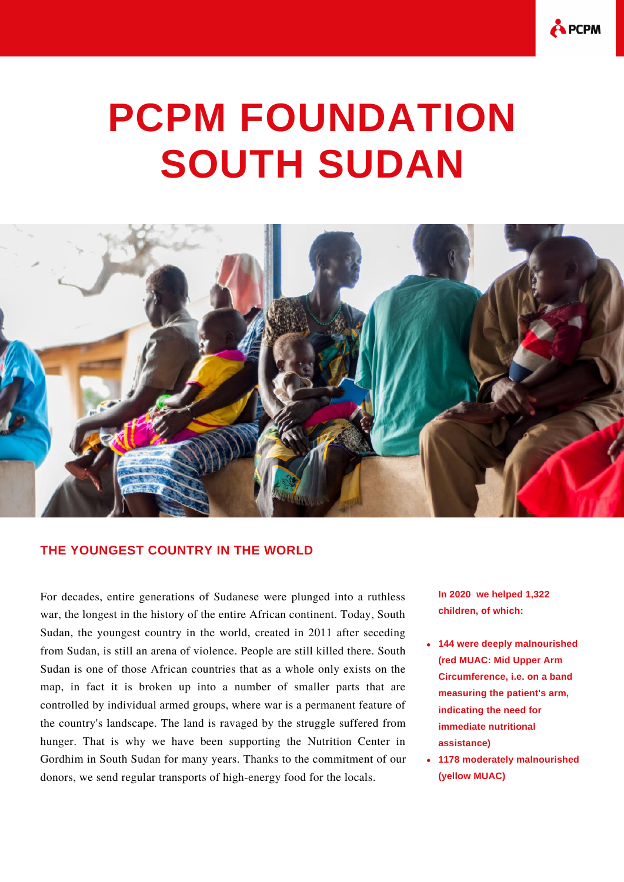# PCPM FOUNDATION SOUTH SUDAN

## THE YOUNGEST COUNTRY IN THE WORLD

For decades, entire generations of Sudanese were plunged into a ruthless war, the longest in the history of the entire African continent. Today, South Sudan, the youngest country in the world, created in 2011 after seceding from Sudan, is still an arena of violence. People are still killed there. South Sudan is one of those African countries that as a whole only exists on the map, in fact it is broken up into a number of smaller parts that are controlled by individual armed groups, where war is a permanent feature of the country's landscape. The land is ravaged by the struggle suffered from hunger. That is why we have been supporting the Nutrition Center in Gordhim in South Sudan for many years. Thanks to the commitment of our donors, we send regular transports of high-energy food for the locals.

**In 2020 we helped 1,322 children, of which:**

- **144 were deeply malnourished (red MUAC: Mid Upper Arm Circumference, i.e. on a band measuring the patient's arm, indicating the need for immediate nutritional assistance)**
- **1178 moderately malnourished (yellow MUAC)**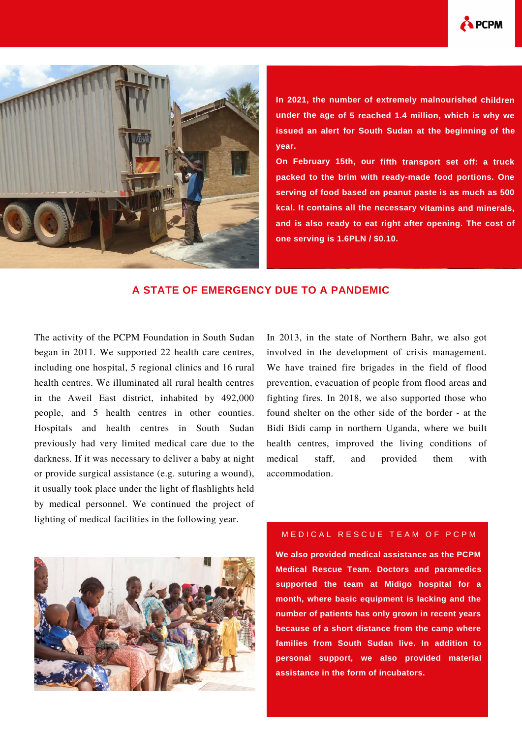In 2021, the number of extremely malnourished children under the age of 5 reached 1.4 million, which is why we issued an alert for South Sudan at the beginning of the year.

On February 15th, our fifth transport set off: a truck packed to the brim with ready-made food portions. One serving of food based on peanut paste is as much as 500 kcal. It contains all the necessary vitamins and minerals, and is also ready to eat right after opening. The cost of one serving is 1.6PLN / $0.10.

## A STATE OF EMERGENCY DUE TO A PANDEMIC

The activity of the PCPM Foundation in South Sudan began in 2011. We supported 22 health care centres, including one hospital, 5 regional clinics and 16 rural health centres. We illuminated all rural health centres in the Aweil East district, inhabited by 492,000 people, and 5 health centres in other counties. Hospitals and health centres in South Sudan previously had very limited medical care due to the darkness. If it was necessary to deliver a baby at night or provide surgical assistance (e.g. suturing a wound), it usually took place under the light of flashlights held by medical personnel. We continued the project of lighting of medical facilities in the following year.

In 2013, in the state of Northern Bahr, we also got involved in the development of crisis management. We have trained fire brigades in the field of flood prevention, evacuation of people from flood areas and fighting fires. In 2018, we also supported those who found shelter on the other side of the border - at the Bidi Bidi camp in northern Uganda, where we built health centres, improved the living conditions of medical staff, and provided them with accommodation.

### MEDICAL RESCUE TEAM OF PCPM

We also provided medical assistance as the PCPM Medical Rescue Team. Doctors and paramedics supported the team at Midigo hospital for a month, where basic equipment is lacking and the number of patients has only grown in recent years because of a short distance from the camp where families from South Sudan live. In addition to personal support, we also provided material assistance in the form of incubators.